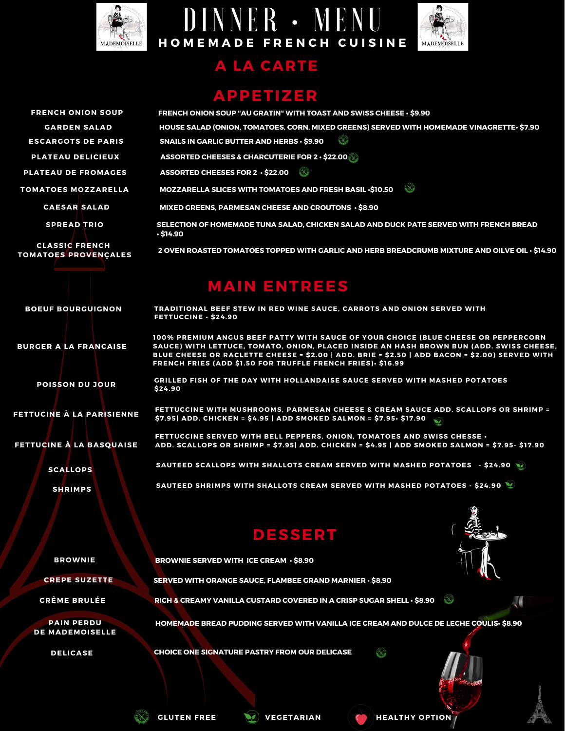# DINNER • MENU

## HOMEMADE FRENCH CUISINE

## A LA CARTE

### APPETIZER

| | |
|---|---|
| FRENCH ONION SOUP | FRENCH ONION SOUP "AU GRATIN" WITH TOAST AND SWISS CHEESE • $9.90 |
| GARDEN SALAD | HOUSE SALAD (ONION, TOMATOES, CORN, MIXED GREENS) SERVED WITH HOMEMADE VINAGRETTE• $7.90 |
| ESCARGOTS DE PARIS | SNAILS IN GARLIC BUTTER AND HERBS • $9.90 (Gluten Free) |
| PLATEAU DELICIEUX | ASSORTED CHEESES & CHARCUTERIE FOR 2 • $22.00 (Gluten Free) |
| PLATEAU DE FROMAGES | ASSORTED CHEESES FOR 2 • $22.00 (Gluten Free) |
| TOMATOES MOZZARELLA | MOZZARELLA SLICES WITH TOMATOES AND FRESH BASIL •$10.50 (Gluten Free) |
| CAESAR SALAD | MIXED GREENS, PARMESAN CHEESE AND CROUTONS • $8.90 |
| SPREAD TRIO | SELECTION OF HOMEMADE TUNA SALAD, CHICKEN SALAD AND DUCK PATE SERVED WITH FRENCH BREAD • $14.90 |
| CLASSIC FRENCH TOMATOES PROVENÇALES | 2 OVEN ROASTED TOMATOES TOPPED WITH GARLIC AND HERB BREADCRUMB MIXTURE AND OILVE OIL • $14.90 |

### MAIN ENTREES

| | |
|---|---|
| BOEUF BOURGUIGNON | TRADITIONAL BEEF STEW IN RED WINE SAUCE, CARROTS AND ONION SERVED WITH FETTUCCINE • $24.90 |
| BURGER A LA FRANCAISE | 100% PREMIUM ANGUS BEEF PATTY WITH SAUCE OF YOUR CHOICE (BLUE CHEESE OR PEPPERCORN SAUCE) WITH LETTUCE, TOMATO, ONION, PLACED INSIDE AN HASH BROWN BUN (ADD. SWISS CHEESE, BLUE CHEESE OR RACLETTE CHEESE = $2.00 \| ADD. BRIE = $2.50 \| ADD BACON = $2.00) SERVED WITH FRENCH FRIES (ADD $1.50 FOR TRUFFLE FRENCH FRIES)• $16.99 |
| POISSON DU JOUR | GRILLED FISH OF THE DAY WITH HOLLANDAISE SAUCE SERVED WITH MASHED POTATOES $24.90 |
| FETTUCINE À LA PARISIENNE | FETTUCCINE WITH MUSHROOMS, PARMESAN CHEESE & CREAM SAUCE ADD. SCALLOPS OR SHRIMP = $7.95\| ADD. CHICKEN = $4.95 \| ADD SMOKED SALMON = $7.95• $17.90 (Vegetarian) |
| FETTUCINE À LA BASQUAISE | FETTUCCINE SERVED WITH BELL PEPPERS, ONION, TOMATOES AND SWISS CHESSE • ADD. SCALLOPS OR SHRIMP = $7.95\| ADD. CHICKEN = $4.95 \| ADD SMOKED SALMON = $7.95- $17.90 |
| SCALLOPS | SAUTEED SCALLOPS WITH SHALLOTS CREAM SERVED WITH MASHED POTATOES - $24.90 (Vegetarian) |
| SHRIMPS | SAUTEED SHRIMPS WITH SHALLOTS CREAM SERVED WITH MASHED POTATOES - $24.90 (Vegetarian) |

### DESSERT

| | |
|---|---|
| BROWNIE | BROWNIE SERVED WITH ICE CREAM • $8.90 |
| CREPE SUZETTE | SERVED WITH ORANGE SAUCE, FLAMBEE GRAND MARNIER • $8.90 |
| CRÊME BRULÉE | RICH & CREAMY VANILLA CUSTARD COVERED IN A CRISP SUGAR SHELL • $8.90 (Gluten Free) |
| PAIN PERDU DE MADEMOISELLE | HOMEMADE BREAD PUDDING SERVED WITH VANILLA ICE CREAM AND DULCE DE LECHE COULIS• $8.90 |
| DELICASE | CHOICE ONE SIGNATURE PASTRY FROM OUR DELICASE (Gluten Free) |

GLUTEN FREE | VEGETARIAN | HEALTHY OPTION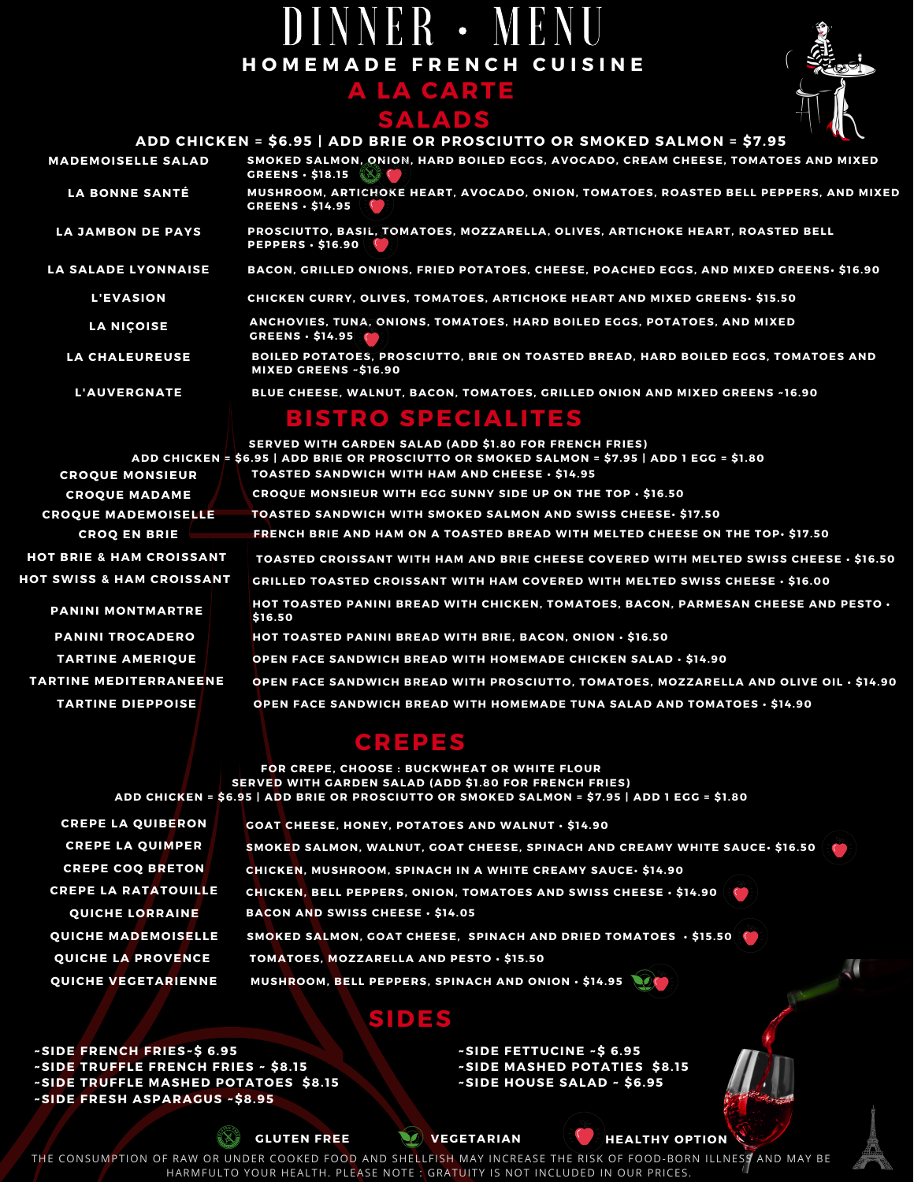# DINNER • MENU

## HOMEMADE FRENCH CUISINE

## A LA CARTE

## SALADS

**ADD CHICKEN = $6.95 | ADD BRIE OR PROSCIUTTO OR SMOKED SALMON = $7.95**

| | |
|---|---|
| MADEMOISELLE SALAD | SMOKED SALMON, ONION, HARD BOILED EGGS, AVOCADO, CREAM CHEESE, TOMATOES AND MIXED GREENS • $18.15 |
| LA BONNE SANTÉ | MUSHROOM, ARTICHOKE HEART, AVOCADO, ONION, TOMATOES, ROASTED BELL PEPPERS, AND MIXED GREENS • $14.95 |
| LA JAMBON DE PAYS | PROSCIUTTO, BASIL, TOMATOES, MOZZARELLA, OLIVES, ARTICHOKE HEART, ROASTED BELL PEPPERS • $16.90 |
| LA SALADE LYONNAISE | BACON, GRILLED ONIONS, FRIED POTATOES, CHEESE, POACHED EGGS, AND MIXED GREENS• $16.90 |
| L'EVASION | CHICKEN CURRY, OLIVES, TOMATOES, ARTICHOKE HEART AND MIXED GREENS• $15.50 |
| LA NIÇOISE | ANCHOVIES, TUNA, ONIONS, TOMATOES, HARD BOILED EGGS, POTATOES, AND MIXED GREENS • $14.95 |
| LA CHALEUREUSE | BOILED POTATOES, PROSCIUTTO, BRIE ON TOASTED BREAD, HARD BOILED EGGS, TOMATOES AND MIXED GREENS ~$16.90 |
| L'AUVERGNATE | BLUE CHEESE, WALNUT, BACON, TOMATOES, GRILLED ONION AND MIXED GREENS ~16.90 |

## BISTRO SPECIALITES

SERVED WITH GARDEN SALAD (ADD $1.80 FOR FRENCH FRIES)
ADD CHICKEN = $6.95 | ADD BRIE OR PROSCIUTTO OR SMOKED SALMON = $7.95 | ADD 1 EGG = $1.80

| | |
|---|---|
| CROQUE MONSIEUR | TOASTED SANDWICH WITH HAM AND CHEESE • $14.95 |
| CROQUE MADAME | CROQUE MONSIEUR WITH EGG SUNNY SIDE UP ON THE TOP • $16.50 |
| CROQUE MADEMOISELLE | TOASTED SANDWICH WITH SMOKED SALMON AND SWISS CHEESE• $17.50 |
| CROQ EN BRIE | FRENCH BRIE AND HAM ON A TOASTED BREAD WITH MELTED CHEESE ON THE TOP• $17.50 |
| HOT BRIE & HAM CROISSANT | TOASTED CROISSANT WITH HAM AND BRIE CHEESE COVERED WITH MELTED SWISS CHEESE • $16.50 |
| HOT SWISS & HAM CROISSANT | GRILLED TOASTED CROISSANT WITH HAM COVERED WITH MELTED SWISS CHEESE • $16.00 |
| PANINI MONTMARTRE | HOT TOASTED PANINI BREAD WITH CHICKEN, TOMATOES, BACON, PARMESAN CHEESE AND PESTO • $16.50 |
| PANINI TROCADERO | HOT TOASTED PANINI BREAD WITH BRIE, BACON, ONION • $16.50 |
| TARTINE AMERIQUE | OPEN FACE SANDWICH BREAD WITH HOMEMADE CHICKEN SALAD • $14.90 |
| TARTINE MEDITERRANEENE | OPEN FACE SANDWICH BREAD WITH PROSCIUTTO, TOMATOES, MOZZARELLA AND OLIVE OIL • $14.90 |
| TARTINE DIEPPOISE | OPEN FACE SANDWICH BREAD WITH HOMEMADE TUNA SALAD AND TOMATOES • $14.90 |

## CREPES

FOR CREPE, CHOOSE : BUCKWHEAT OR WHITE FLOUR
SERVED WITH GARDEN SALAD (ADD $1.80 FOR FRENCH FRIES)
ADD CHICKEN = $6.95 | ADD BRIE OR PROSCIUTTO OR SMOKED SALMON = $7.95 | ADD 1 EGG = $1.80

| | |
|---|---|
| CREPE LA QUIBERON | GOAT CHEESE, HONEY, POTATOES AND WALNUT • $14.90 |
| CREPE LA QUIMPER | SMOKED SALMON, WALNUT, GOAT CHEESE, SPINACH AND CREAMY WHITE SAUCE• $16.50 |
| CREPE COQ BRETON | CHICKEN, MUSHROOM, SPINACH IN A WHITE CREAMY SAUCE• $14.90 |
| CREPE LA RATATOUILLE | CHICKEN, BELL PEPPERS, ONION, TOMATOES AND SWISS CHEESE • $14.90 |
| QUICHE LORRAINE | BACON AND SWISS CHEESE • $14.05 |
| QUICHE MADEMOISELLE | SMOKED SALMON, GOAT CHEESE, SPINACH AND DRIED TOMATOES • $15.50 |
| QUICHE LA PROVENCE | TOMATOES, MOZZARELLA AND PESTO • $15.50 |
| QUICHE VEGETARIENNE | MUSHROOM, BELL PEPPERS, SPINACH AND ONION • $14.95 |

## SIDES

~SIDE FRENCH FRIES~$ 6.95
~SIDE TRUFFLE FRENCH FRIES ~ $8.15
~SIDE TRUFFLE MASHED POTATOES $8.15
~SIDE FRESH ASPARAGUS ~$8.95
~SIDE FETTUCINE ~$ 6.95
~SIDE MASHED POTATIES $8.15
~SIDE HOUSE SALAD ~ $6.95

GLUTEN FREE | VEGETARIAN | HEALTHY OPTION

THE CONSUMPTION OF RAW OR UNDER COOKED FOOD AND SHELLFISH MAY INCREASE THE RISK OF FOOD-BORN ILLNESS AND MAY BE HARMFULTO YOUR HEALTH. PLEASE NOTE : GRATUITY IS NOT INCLUDED IN OUR PRICES.